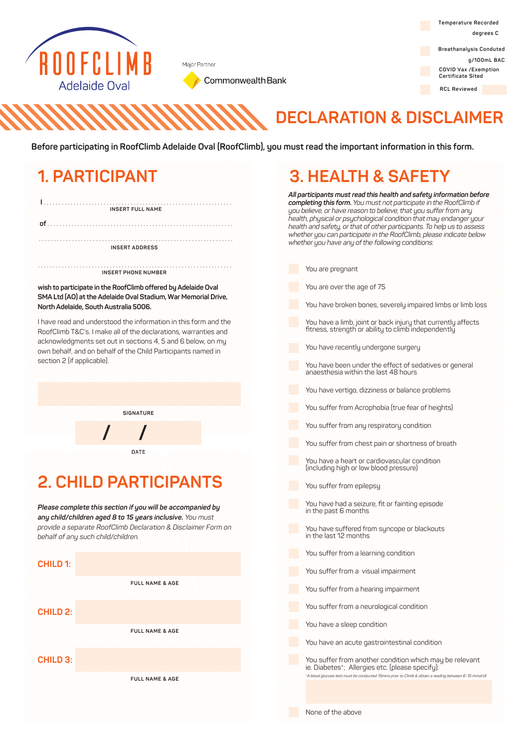ROOFCLIMB
Adelaide Oval

Major Partner
CommonwealthBank

Temperature Recorded
degrees C

Breathanalysis Conduted
g/100mL BAC

COVID Vax /Exemption Certificate Sited

RCL Reviewed

# DECLARATION & DISCLAIMER

**Before participating in RoofClimb Adelaide Oval (RoofClimb), you must read the important information in this form.**

## 1. PARTICIPANT

I ..............................................................
INSERT FULL NAME

of ..............................................................

..............................................................
INSERT ADDRESS

..............................................................
INSERT PHONE NUMBER

**wish to participate in the RoofClimb offered by Adelaide Oval SMA Ltd (AO) at the Adelaide Oval Stadium, War Memorial Drive, North Adelaide, South Australia 5006.**

I have read and understood the information in this form and the RoofClimb T&C's. I make all of the declarations, warranties and acknowledgments set out in sections 4, 5 and 6 below, on my own behalf, and on behalf of the Child Participants named in section 2 (if applicable).

SIGNATURE

/ /
DATE

## 2. CHILD PARTICIPANTS

***Please complete this section if you will be accompanied by any child/children aged 8 to 15 years inclusive.*** *You must provide a separate RoofClimb Declaration & Disclaimer Form on behalf of any such child/children.*

**CHILD 1:**
FULL NAME & AGE

**CHILD 2:**
FULL NAME & AGE

**CHILD 3:**
FULL NAME & AGE

## 3. HEALTH & SAFETY

***All participants must read this health and safety information before completing this form.*** *You must not participate in the RoofClimb if you believe, or have reason to believe, that you suffer from any health, physical or psychological condition that may endanger your health and safety, or that of other participants. To help us to assess whether you can participate in the RoofClimb, please indicate below whether you have any of the following conditions:*

- You are pregnant
- You are over the age of 75
- You have broken bones, severely impaired limbs or limb loss
- You have a limb, joint or back injury that currently affects fitness, strength or ability to climb independently
- You have recently undergone surgery
- You have been under the effect of sedatives or general anaesthesia within the last 48 hours
- You have vertigo, dizziness or balance problems
- You suffer from Acrophobia (true fear of heights)
- You suffer from any respiratory condition
- You suffer from chest pain or shortness of breath
- You have a heart or cardiovascular condition (including high or low blood pressure)
- You suffer from epilepsy
- You have had a seizure, fit or fainting episode in the past 6 months
- You have suffered from syncope or blackouts in the last 12 months
- You suffer from a learning condition
- You suffer from a visual impairment
- You suffer from a hearing impairment
- You suffer from a neurological condition
- You have a sleep condition
- You have an acute gastrointestinal condition
- You suffer from another condition which may be relevant ie. Diabetes*; Allergies etc. (please specify):
  *\*A blood glucose test must be conducted 15mins prior to Climb & obtain a reading between 6-15 mmol/dl*
- None of the above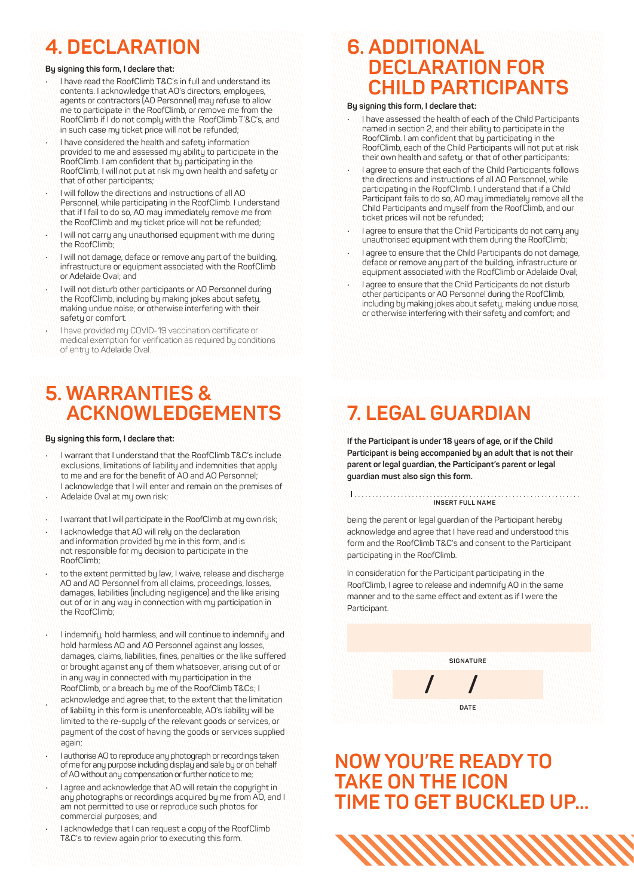# 4. DECLARATION

**By signing this form, I declare that:**

- I have read the RoofClimb T&C's in full and understand its contents. I acknowledge that AO's directors, employees, agents or contractors (AO Personnel) may refuse to allow me to participate in the RoofClimb, or remove me from the RoofClimb if I do not comply with the RoofClimb T'&C's, and in such case my ticket price will not be refunded;
- I have considered the health and safety information provided to me and assessed my ability to participate in the RoofClimb. I am confident that by participating in the RoofClimb, I will not put at risk my own health and safety or that of other participants;
- I will follow the directions and instructions of all AO Personnel, while participating in the RoofClimb. I understand that if I fail to do so, AO may immediately remove me from the RoofClimb and my ticket price will not be refunded;
- I will not carry any unauthorised equipment with me during the RoofClimb;
- I will not damage, deface or remove any part of the building, infrastructure or equipment associated with the RoofClimb or Adelaide Oval; and
- I will not disturb other participants or AO Personnel during the RoofClimb, including by making jokes about safety, making undue noise, or otherwise interfering with their safety or comfort.
- I have provided my COVID-19 vaccination certificate or medical exemption for verification as required by conditions of entry to Adelaide Oval.

# 5. WARRANTIES & ACKNOWLEDGEMENTS

**By signing this form, I declare that:**

- I warrant that I understand that the RoofClimb T&C's include exclusions, limitations of liability and indemnities that apply to me and are for the benefit of AO and AO Personnel; I acknowledge that I will enter and remain on the premises of
- Adelaide Oval at my own risk;
- I warrant that I will participate in the RoofClimb at my own risk;
- I acknowledge that AO will rely on the declaration and information provided by me in this form, and is not responsible for my decision to participate in the RoofClimb;
- to the extent permitted by law, I waive, release and discharge AO and AO Personnel from all claims, proceedings, losses, damages, liabilities (including negligence) and the like arising out of or in any way in connection with my participation in the RoofClimb;
- I indemnify, hold harmless, and will continue to indemnify and hold harmless AO and AO Personnel against any losses, damages, claims, liabilities, fines, penalties or the like suffered or brought against any of them whatsoever, arising out of or in any way in connected with my participation in the RoofClimb, or a breach by me of the RoofClimb T&Cs; I
- acknowledge and agree that, to the extent that the limitation of liability in this form is unenforceable, AO's liability will be limited to the re-supply of the relevant goods or services, or payment of the cost of having the goods or services supplied again;
- I authorise AO to reproduce any photograph or recordings taken of me for any purpose including display and sale by or on behalf of AO without any compensation or further notice to me;
- I agree and acknowledge that AO will retain the copyright in any photographs or recordings acquired by me from AO, and I am not permitted to use or reproduce such photos for commercial purposes; and
- I acknowledge that I can request a copy of the RoofClimb T&C's to review again prior to executing this form.

# 6. ADDITIONAL DECLARATION FOR CHILD PARTICIPANTS

**By signing this form, I declare that:**

- I have assessed the health of each of the Child Participants named in section 2, and their ability to participate in the RoofClimb. I am confident that by participating in the RoofClimb, each of the Child Participants will not put at risk their own health and safety, or that of other participants;
- I agree to ensure that each of the Child Participants follows the directions and instructions of all AO Personnel, while participating in the RoofClimb. I understand that if a Child Participant fails to do so, AO may immediately remove all the Child Participants and myself from the RoofClimb, and our ticket prices will not be refunded;
- I agree to ensure that the Child Participants do not carry any unauthorised equipment with them during the RoofClimb;
- I agree to ensure that the Child Participants do not damage, deface or remove any part of the building, infrastructure or equipment associated with the RoofClimb or Adelaide Oval;
- I agree to ensure that the Child Participants do not disturb other participants or AO Personnel during the RoofClimb, including by making jokes about safety, making undue noise, or otherwise interfering with their safety and comfort; and

# 7. LEGAL GUARDIAN

**If the Participant is under 18 years of age, or if the Child Participant is being accompanied by an adult that is not their parent or legal guardian, the Participant's parent or legal guardian must also sign this form.**

I ..............................................................

INSERT FULL NAME

being the parent or legal guardian of the Participant hereby acknowledge and agree that I have read and understood this form and the RoofClimb T&C's and consent to the Participant participating in the RoofClimb.

In consideration for the Participant participating in the RoofClimb, I agree to release and indemnify AO in the same manner and to the same effect and extent as if I were the Participant.

SIGNATURE

/ /

DATE

## NOW YOU'RE READY TO TAKE ON THE ICON TIME TO GET BUCKLED UP...